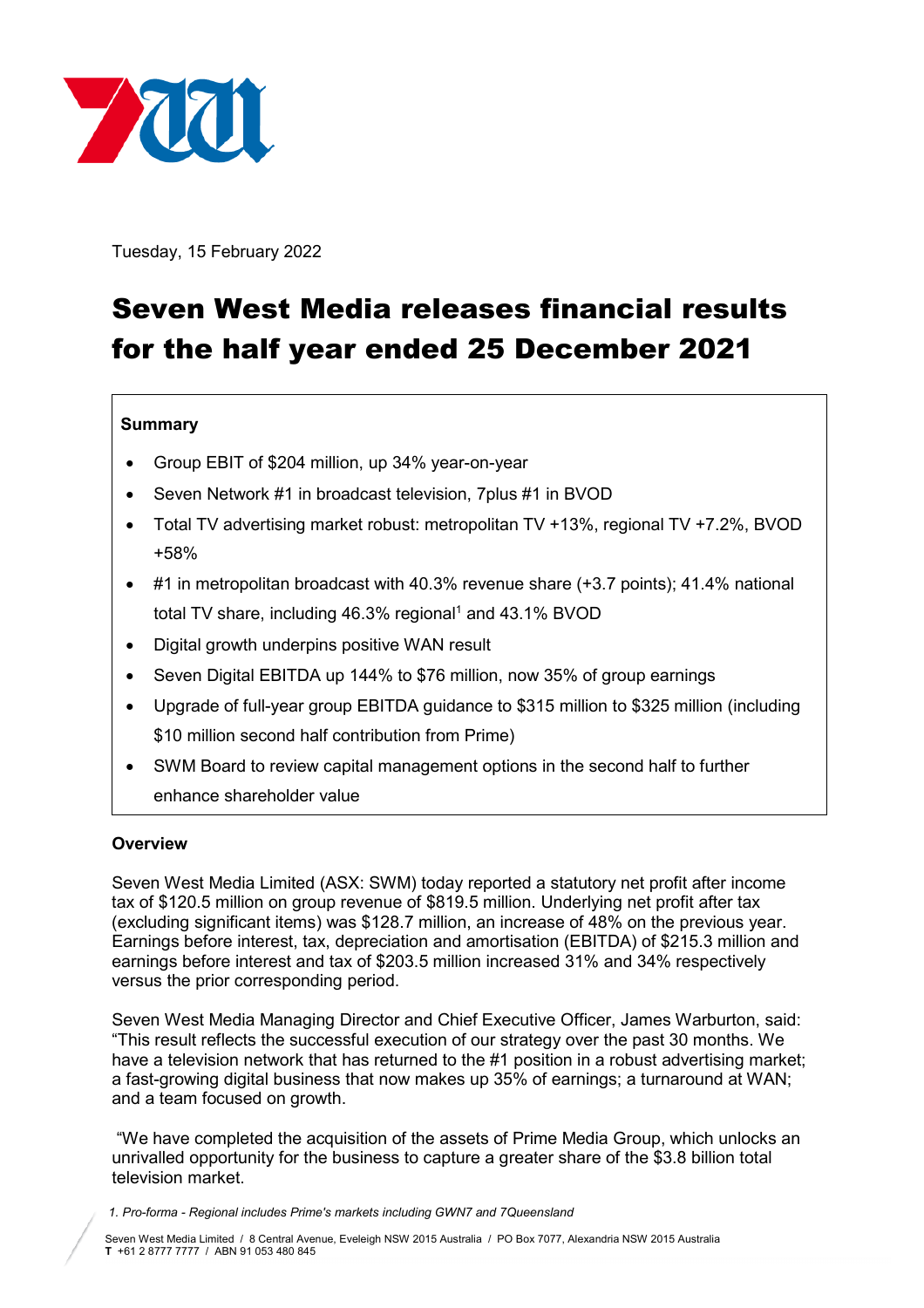Tuesday, 15 February 2022

# Seven West Media releases financial results for the half year ended 25 December 2021

**Summary**

- Group EBIT of $204 million, up 34% year-on-year
- Seven Network #1 in broadcast television, 7plus #1 in BVOD
- Total TV advertising market robust: metropolitan TV +13%, regional TV +7.2%, BVOD +58%
- #1 in metropolitan broadcast with 40.3% revenue share (+3.7 points); 41.4% national total TV share, including 46.3% regional[1] and 43.1% BVOD
- Digital growth underpins positive WAN result
- Seven Digital EBITDA up 144% to $76 million, now 35% of group earnings
- Upgrade of full-year group EBITDA guidance to $315 million to $325 million (including $10 million second half contribution from Prime)
- SWM Board to review capital management options in the second half to further enhance shareholder value

## Overview

Seven West Media Limited (ASX: SWM) today reported a statutory net profit after income tax of $120.5 million on group revenue of $819.5 million. Underlying net profit after tax (excluding significant items) was $128.7 million, an increase of 48% on the previous year. Earnings before interest, tax, depreciation and amortisation (EBITDA) of $215.3 million and earnings before interest and tax of $203.5 million increased 31% and 34% respectively versus the prior corresponding period.

Seven West Media Managing Director and Chief Executive Officer, James Warburton, said: "This result reflects the successful execution of our strategy over the past 30 months. We have a television network that has returned to the #1 position in a robust advertising market; a fast-growing digital business that now makes up 35% of earnings; a turnaround at WAN; and a team focused on growth.

"We have completed the acquisition of the assets of Prime Media Group, which unlocks an unrivalled opportunity for the business to capture a greater share of the $3.8 billion total television market.

*1. Pro-forma - Regional includes Prime's markets including GWN7 and 7Queensland*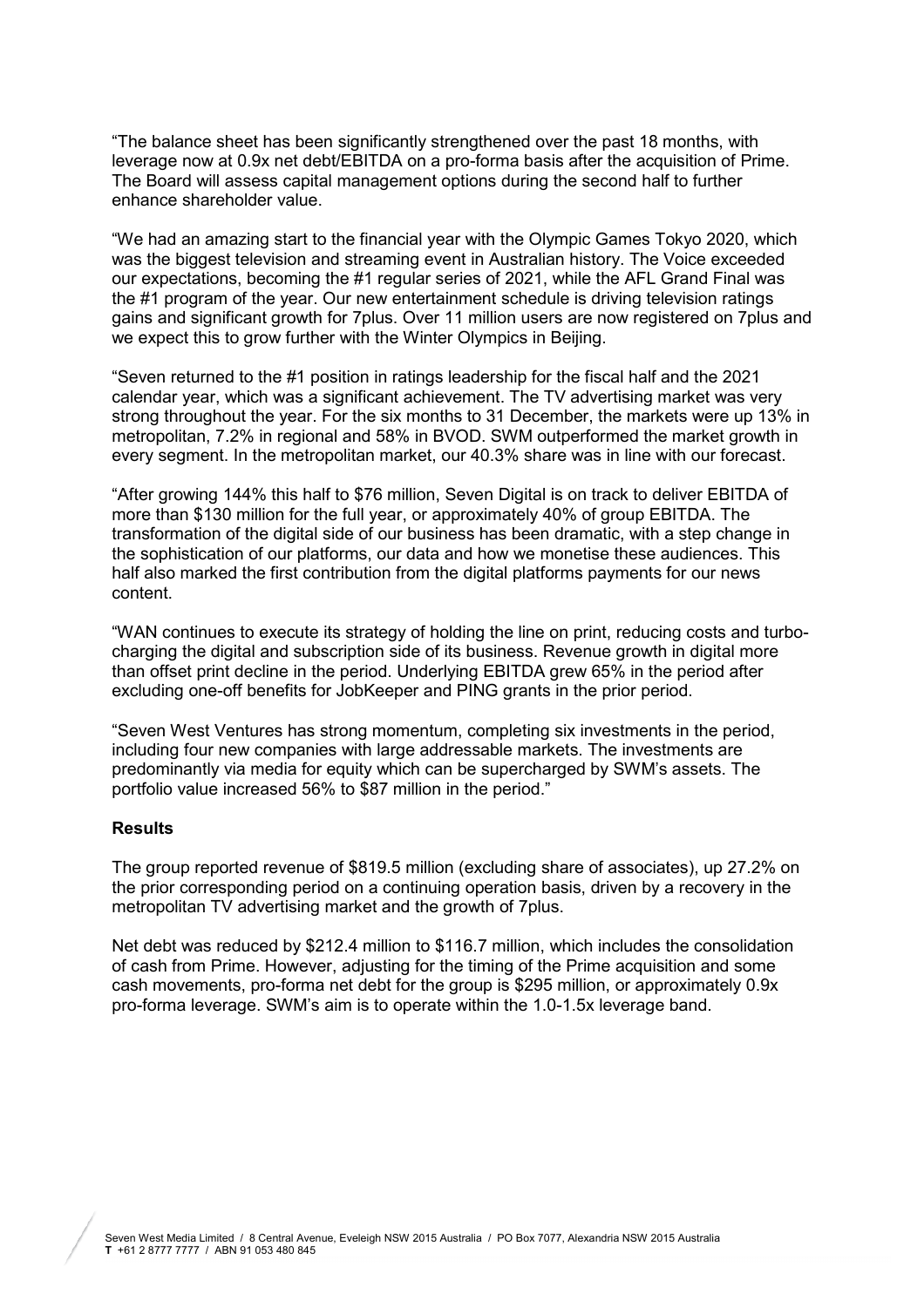"The balance sheet has been significantly strengthened over the past 18 months, with leverage now at 0.9x net debt/EBITDA on a pro-forma basis after the acquisition of Prime. The Board will assess capital management options during the second half to further enhance shareholder value.

"We had an amazing start to the financial year with the Olympic Games Tokyo 2020, which was the biggest television and streaming event in Australian history. The Voice exceeded our expectations, becoming the #1 regular series of 2021, while the AFL Grand Final was the #1 program of the year. Our new entertainment schedule is driving television ratings gains and significant growth for 7plus. Over 11 million users are now registered on 7plus and we expect this to grow further with the Winter Olympics in Beijing.

"Seven returned to the #1 position in ratings leadership for the fiscal half and the 2021 calendar year, which was a significant achievement. The TV advertising market was very strong throughout the year. For the six months to 31 December, the markets were up 13% in metropolitan, 7.2% in regional and 58% in BVOD. SWM outperformed the market growth in every segment. In the metropolitan market, our 40.3% share was in line with our forecast.

"After growing 144% this half to $76 million, Seven Digital is on track to deliver EBITDA of more than $130 million for the full year, or approximately 40% of group EBITDA. The transformation of the digital side of our business has been dramatic, with a step change in the sophistication of our platforms, our data and how we monetise these audiences. This half also marked the first contribution from the digital platforms payments for our news content.

"WAN continues to execute its strategy of holding the line on print, reducing costs and turbo-charging the digital and subscription side of its business. Revenue growth in digital more than offset print decline in the period. Underlying EBITDA grew 65% in the period after excluding one-off benefits for JobKeeper and PING grants in the prior period.

"Seven West Ventures has strong momentum, completing six investments in the period, including four new companies with large addressable markets. The investments are predominantly via media for equity which can be supercharged by SWM's assets. The portfolio value increased 56% to $87 million in the period."

**Results**

The group reported revenue of $819.5 million (excluding share of associates), up 27.2% on the prior corresponding period on a continuing operation basis, driven by a recovery in the metropolitan TV advertising market and the growth of 7plus.

Net debt was reduced by $212.4 million to $116.7 million, which includes the consolidation of cash from Prime. However, adjusting for the timing of the Prime acquisition and some cash movements, pro-forma net debt for the group is $295 million, or approximately 0.9x pro-forma leverage. SWM's aim is to operate within the 1.0-1.5x leverage band.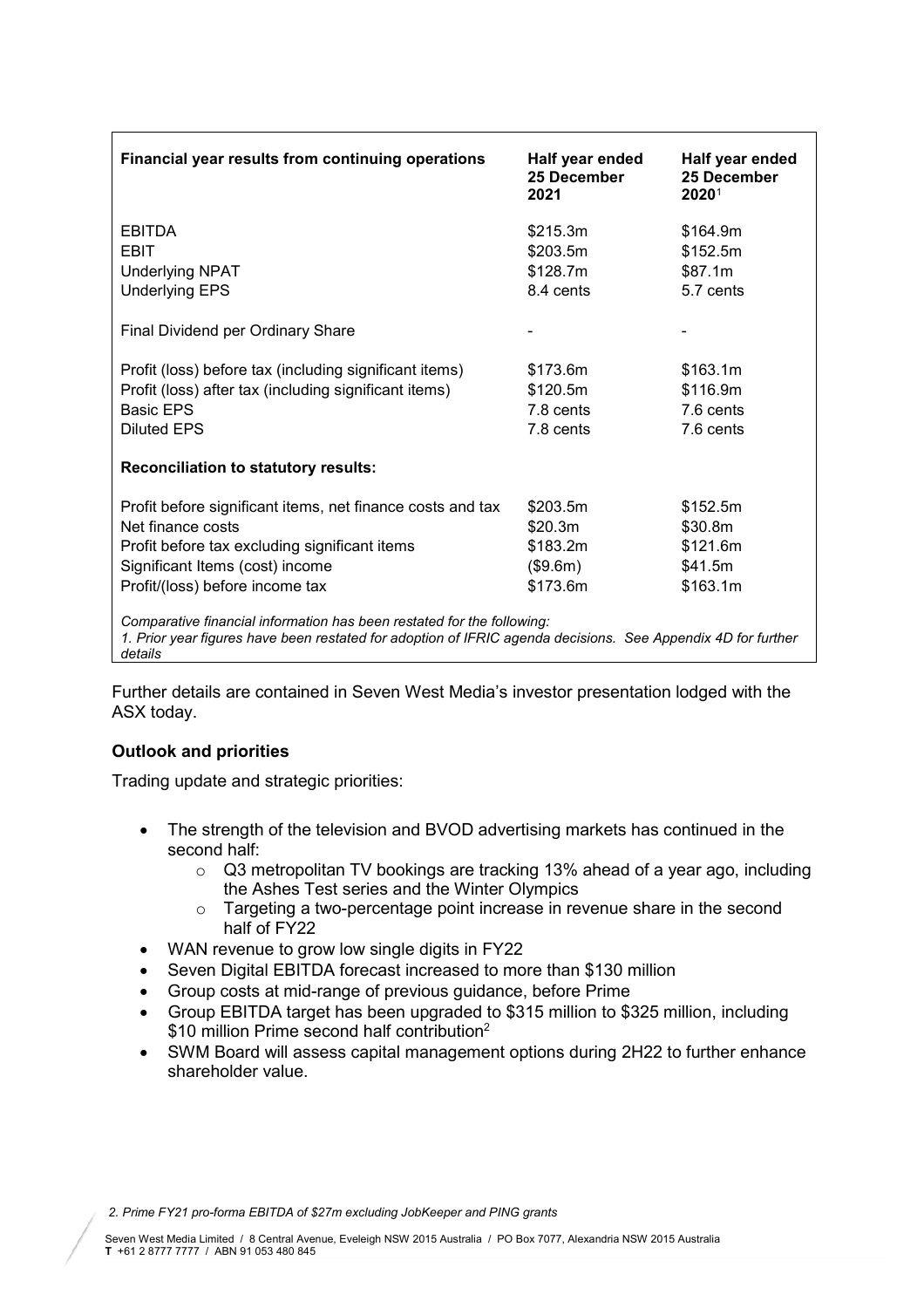| Financial year results from continuing operations | Half year ended 25 December 2021 | Half year ended 25 December 2020[1] |
| --- | --- | --- |
| EBITDA | \$215.3m | \$164.9m |
| EBIT | \$203.5m | \$152.5m |
| Underlying NPAT | \$128.7m | \$87.1m |
| Underlying EPS | 8.4 cents | 5.7 cents |
| Final Dividend per Ordinary Share | - | - |
| Profit (loss) before tax (including significant items) | \$173.6m | \$163.1m |
| Profit (loss) after tax (including significant items) | \$120.5m | \$116.9m |
| Basic EPS | 7.8 cents | 7.6 cents |
| Diluted EPS | 7.8 cents | 7.6 cents |
| **Reconciliation to statutory results:** | | |
| Profit before significant items, net finance costs and tax | \$203.5m | \$152.5m |
| Net finance costs | \$20.3m | \$30.8m |
| Profit before tax excluding significant items | \$183.2m | \$121.6m |
| Significant Items (cost) income | (\$9.6m) | \$41.5m |
| Profit/(loss) before income tax | \$173.6m | \$163.1m |

*Comparative financial information has been restated for the following:*
*1. Prior year figures have been restated for adoption of IFRIC agenda decisions. See Appendix 4D for further details*

Further details are contained in Seven West Media's investor presentation lodged with the ASX today.

### Outlook and priorities

Trading update and strategic priorities:

- The strength of the television and BVOD advertising markets has continued in the second half:
  - Q3 metropolitan TV bookings are tracking 13% ahead of a year ago, including the Ashes Test series and the Winter Olympics
  - Targeting a two-percentage point increase in revenue share in the second half of FY22
- WAN revenue to grow low single digits in FY22
- Seven Digital EBITDA forecast increased to more than \$130 million
- Group costs at mid-range of previous guidance, before Prime
- Group EBITDA target has been upgraded to \$315 million to \$325 million, including \$10 million Prime second half contribution[2]
- SWM Board will assess capital management options during 2H22 to further enhance shareholder value.

*2. Prime FY21 pro-forma EBITDA of \$27m excluding JobKeeper and PING grants*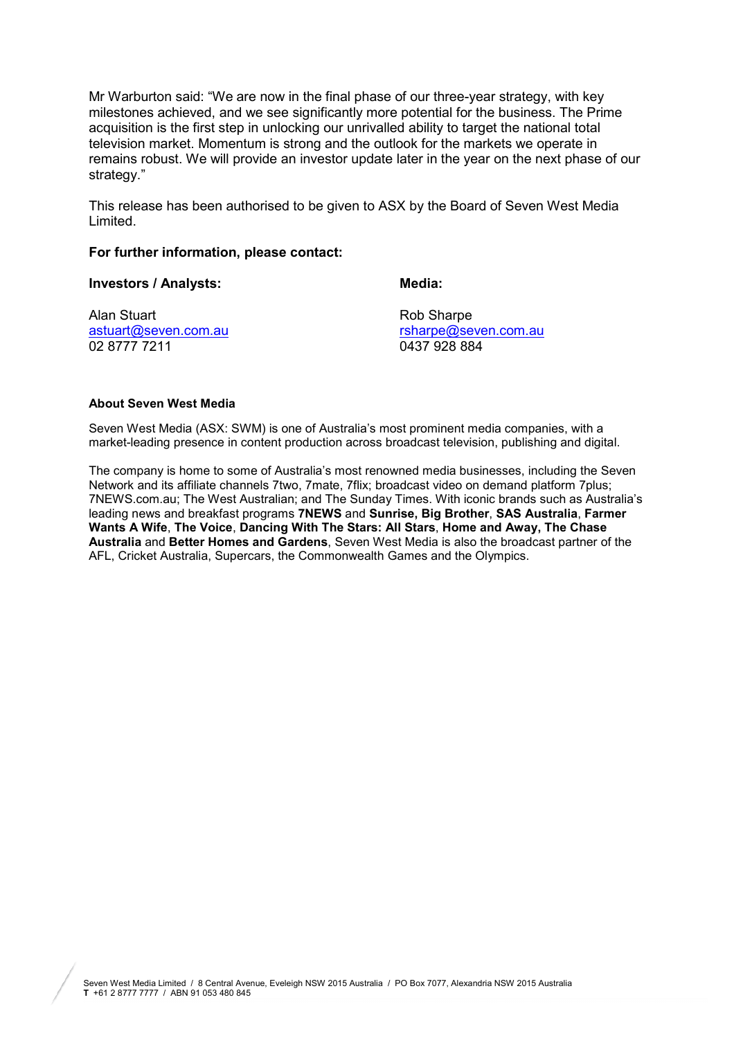Mr Warburton said: “We are now in the final phase of our three-year strategy, with key milestones achieved, and we see significantly more potential for the business. The Prime acquisition is the first step in unlocking our unrivalled ability to target the national total television market. Momentum is strong and the outlook for the markets we operate in remains robust. We will provide an investor update later in the year on the next phase of our strategy.”

This release has been authorised to be given to ASX by the Board of Seven West Media Limited.

**For further information, please contact:**

**Investors / Analysts:**

Alan Stuart
astuart@seven.com.au
02 8777 7211

**Media:**

Rob Sharpe
rsharpe@seven.com.au
0437 928 884

**About Seven West Media**

Seven West Media (ASX: SWM) is one of Australia’s most prominent media companies, with a market-leading presence in content production across broadcast television, publishing and digital.

The company is home to some of Australia’s most renowned media businesses, including the Seven Network and its affiliate channels 7two, 7mate, 7flix; broadcast video on demand platform 7plus; 7NEWS.com.au; The West Australian; and The Sunday Times. With iconic brands such as Australia’s leading news and breakfast programs **7NEWS** and **Sunrise, Big Brother**, **SAS Australia**, **Farmer Wants A Wife**, **The Voice**, **Dancing With The Stars: All Stars**, **Home and Away, The Chase Australia** and **Better Homes and Gardens**, Seven West Media is also the broadcast partner of the AFL, Cricket Australia, Supercars, the Commonwealth Games and the Olympics.